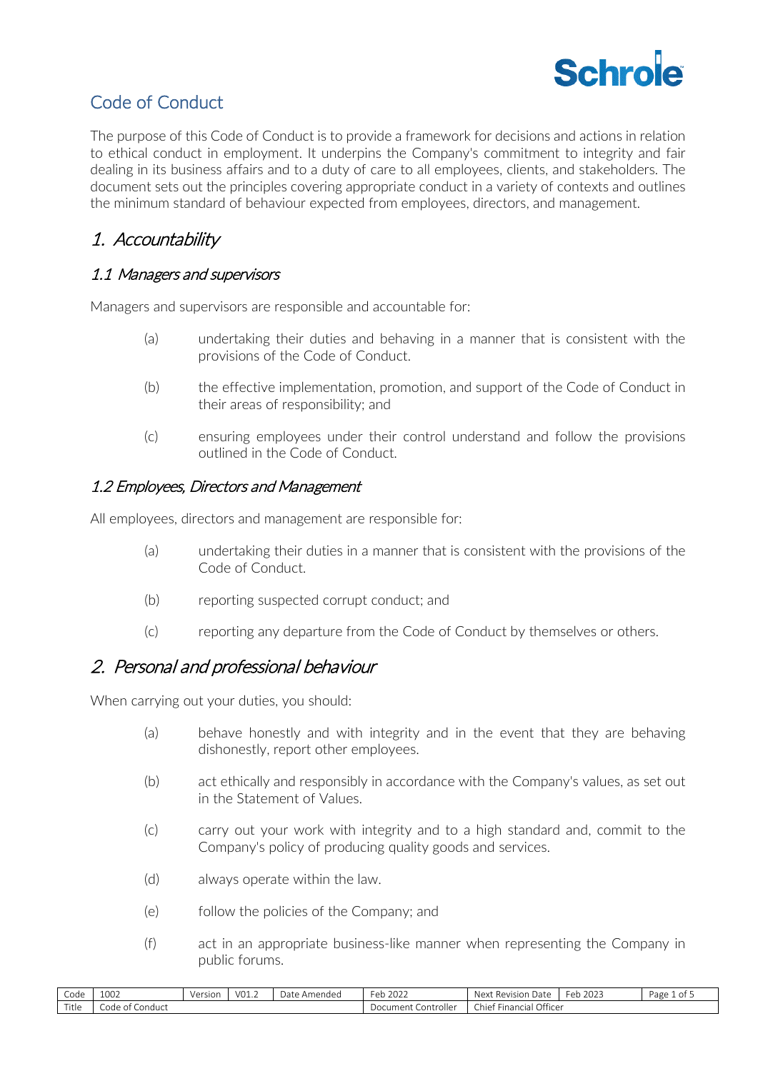# Code of Conduct

The purpose of this Code of Conduct is to provide a framework for decisions and actions in relation to ethical conduct in employment. It underpins the Company's commitment to integrity and fair dealing in its business affairs and to a duty of care to all employees, clients, and stakeholders. The document sets out the principles covering appropriate conduct in a variety of contexts and outlines the minimum standard of behaviour expected from employees, directors, and management.

## 1. Accountability

### 1.1 Managers and supervisors

Managers and supervisors are responsible and accountable for:

(a) undertaking their duties and behaving in a manner that is consistent with the provisions of the Code of Conduct.

(b) the effective implementation, promotion, and support of the Code of Conduct in their areas of responsibility; and

(c) ensuring employees under their control understand and follow the provisions outlined in the Code of Conduct.

### 1.2 Employees, Directors and Management

All employees, directors and management are responsible for:

(a) undertaking their duties in a manner that is consistent with the provisions of the Code of Conduct.

(b) reporting suspected corrupt conduct; and

(c) reporting any departure from the Code of Conduct by themselves or others.

## 2. Personal and professional behaviour

When carrying out your duties, you should:

(a) behave honestly and with integrity and in the event that they are behaving dishonestly, report other employees.

(b) act ethically and responsibly in accordance with the Company's values, as set out in the Statement of Values.

(c) carry out your work with integrity and to a high standard and, commit to the Company's policy of producing quality goods and services.

(d) always operate within the law.

(e) follow the policies of the Company; and

(f) act in an appropriate business-like manner when representing the Company in public forums.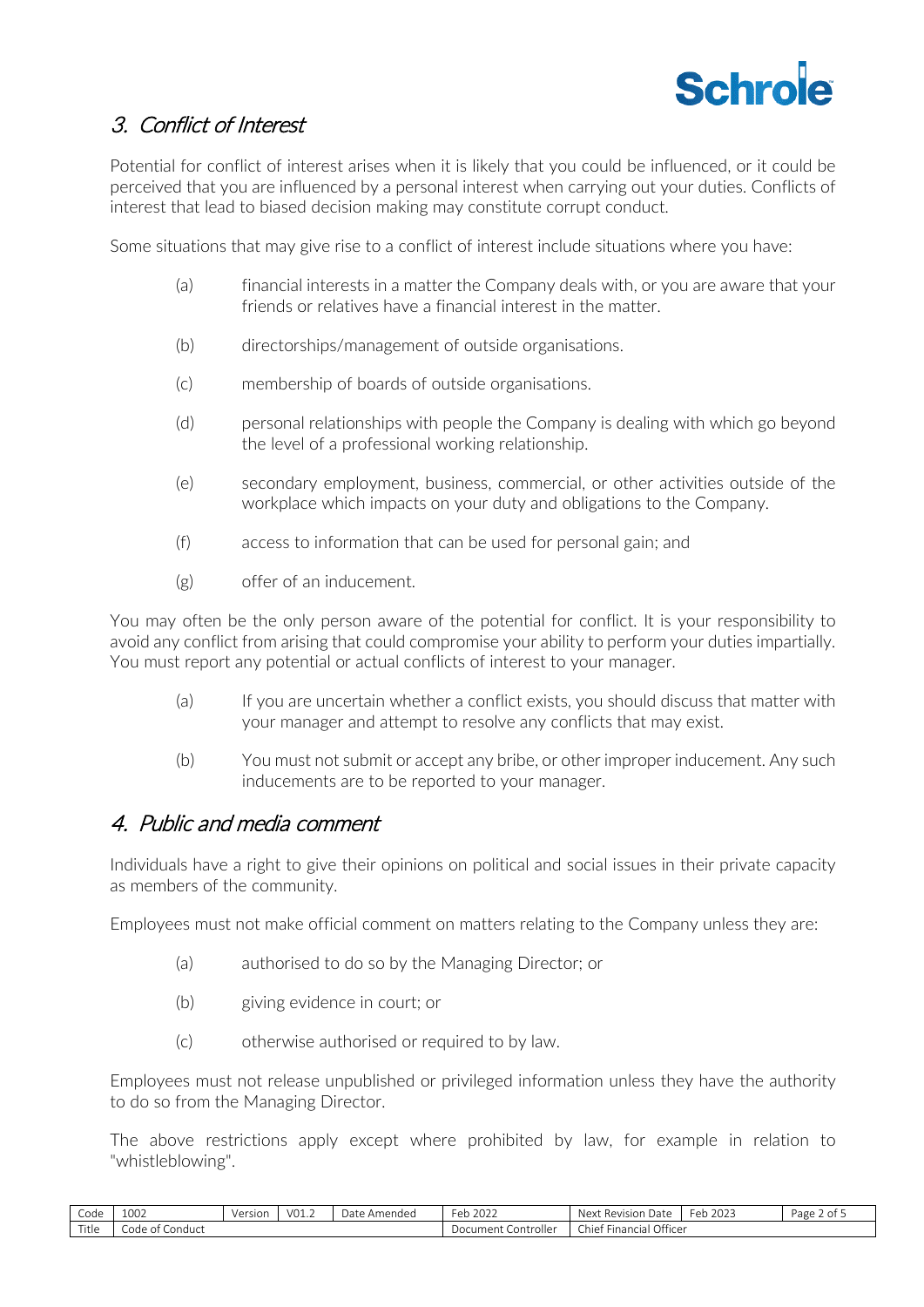## 3. Conflict of Interest

Potential for conflict of interest arises when it is likely that you could be influenced, or it could be perceived that you are influenced by a personal interest when carrying out your duties. Conflicts of interest that lead to biased decision making may constitute corrupt conduct.

Some situations that may give rise to a conflict of interest include situations where you have:

(a) financial interests in a matter the Company deals with, or you are aware that your friends or relatives have a financial interest in the matter.

(b) directorships/management of outside organisations.

(c) membership of boards of outside organisations.

(d) personal relationships with people the Company is dealing with which go beyond the level of a professional working relationship.

(e) secondary employment, business, commercial, or other activities outside of the workplace which impacts on your duty and obligations to the Company.

(f) access to information that can be used for personal gain; and

(g) offer of an inducement.

You may often be the only person aware of the potential for conflict. It is your responsibility to avoid any conflict from arising that could compromise your ability to perform your duties impartially. You must report any potential or actual conflicts of interest to your manager.

(a) If you are uncertain whether a conflict exists, you should discuss that matter with your manager and attempt to resolve any conflicts that may exist.

(b) You must not submit or accept any bribe, or other improper inducement. Any such inducements are to be reported to your manager.

## 4. Public and media comment

Individuals have a right to give their opinions on political and social issues in their private capacity as members of the community.

Employees must not make official comment on matters relating to the Company unless they are:

(a) authorised to do so by the Managing Director; or

(b) giving evidence in court; or

(c) otherwise authorised or required to by law.

Employees must not release unpublished or privileged information unless they have the authority to do so from the Managing Director.

The above restrictions apply except where prohibited by law, for example in relation to "whistleblowing".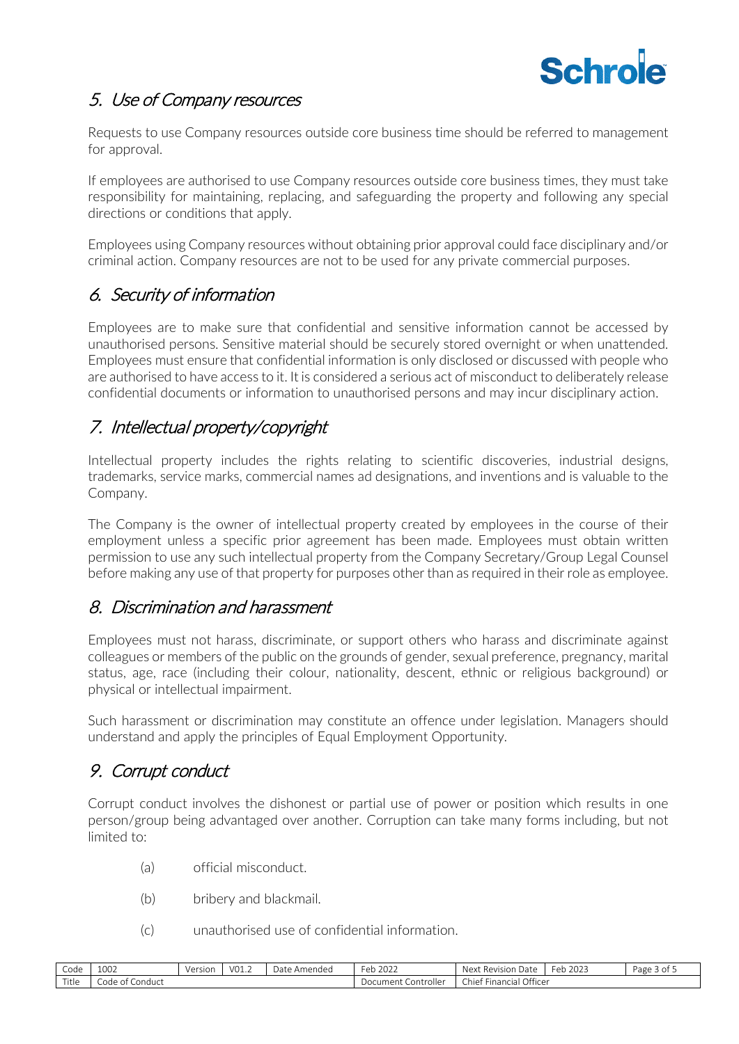## 5. Use of Company resources

Requests to use Company resources outside core business time should be referred to management for approval.

If employees are authorised to use Company resources outside core business times, they must take responsibility for maintaining, replacing, and safeguarding the property and following any special directions or conditions that apply.

Employees using Company resources without obtaining prior approval could face disciplinary and/or criminal action. Company resources are not to be used for any private commercial purposes.

## 6. Security of information

Employees are to make sure that confidential and sensitive information cannot be accessed by unauthorised persons. Sensitive material should be securely stored overnight or when unattended. Employees must ensure that confidential information is only disclosed or discussed with people who are authorised to have access to it. It is considered a serious act of misconduct to deliberately release confidential documents or information to unauthorised persons and may incur disciplinary action.

## 7. Intellectual property/copyright

Intellectual property includes the rights relating to scientific discoveries, industrial designs, trademarks, service marks, commercial names ad designations, and inventions and is valuable to the Company.

The Company is the owner of intellectual property created by employees in the course of their employment unless a specific prior agreement has been made. Employees must obtain written permission to use any such intellectual property from the Company Secretary/Group Legal Counsel before making any use of that property for purposes other than as required in their role as employee.

## 8. Discrimination and harassment

Employees must not harass, discriminate, or support others who harass and discriminate against colleagues or members of the public on the grounds of gender, sexual preference, pregnancy, marital status, age, race (including their colour, nationality, descent, ethnic or religious background) or physical or intellectual impairment.

Such harassment or discrimination may constitute an offence under legislation. Managers should understand and apply the principles of Equal Employment Opportunity.

## 9. Corrupt conduct

Corrupt conduct involves the dishonest or partial use of power or position which results in one person/group being advantaged over another. Corruption can take many forms including, but not limited to:

(a) official misconduct.

(b) bribery and blackmail.

(c) unauthorised use of confidential information.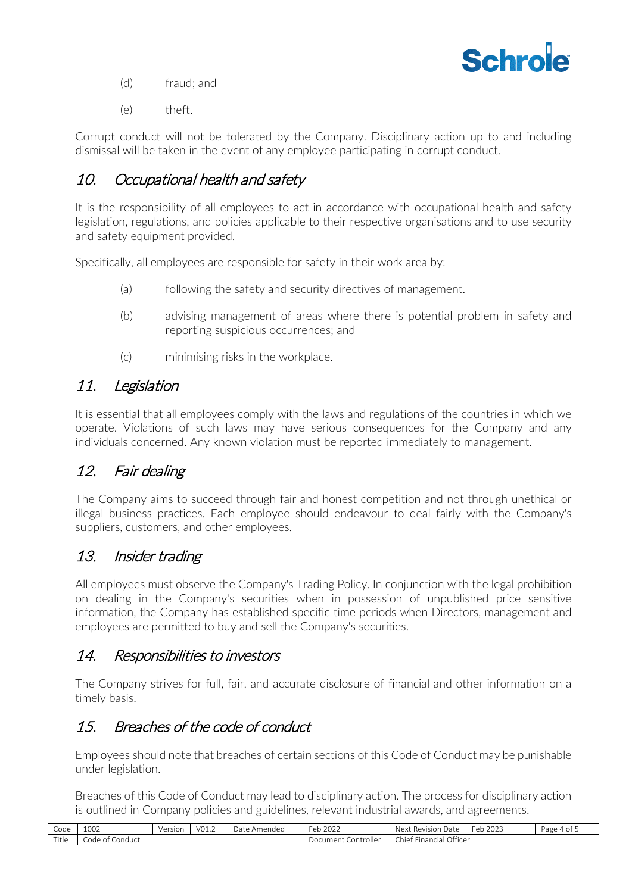(d) fraud; and

(e) theft.

Corrupt conduct will not be tolerated by the Company. Disciplinary action up to and including dismissal will be taken in the event of any employee participating in corrupt conduct.

## *10. Occupational health and safety*

It is the responsibility of all employees to act in accordance with occupational health and safety legislation, regulations, and policies applicable to their respective organisations and to use security and safety equipment provided.

Specifically, all employees are responsible for safety in their work area by:

(a) following the safety and security directives of management.

(b) advising management of areas where there is potential problem in safety and reporting suspicious occurrences; and

(c) minimising risks in the workplace.

## *11. Legislation*

It is essential that all employees comply with the laws and regulations of the countries in which we operate. Violations of such laws may have serious consequences for the Company and any individuals concerned. Any known violation must be reported immediately to management.

## *12. Fair dealing*

The Company aims to succeed through fair and honest competition and not through unethical or illegal business practices. Each employee should endeavour to deal fairly with the Company's suppliers, customers, and other employees.

## *13. Insider trading*

All employees must observe the Company's Trading Policy. In conjunction with the legal prohibition on dealing in the Company's securities when in possession of unpublished price sensitive information, the Company has established specific time periods when Directors, management and employees are permitted to buy and sell the Company's securities.

## *14. Responsibilities to investors*

The Company strives for full, fair, and accurate disclosure of financial and other information on a timely basis.

## *15. Breaches of the code of conduct*

Employees should note that breaches of certain sections of this Code of Conduct may be punishable under legislation.

Breaches of this Code of Conduct may lead to disciplinary action. The process for disciplinary action is outlined in Company policies and guidelines, relevant industrial awards, and agreements.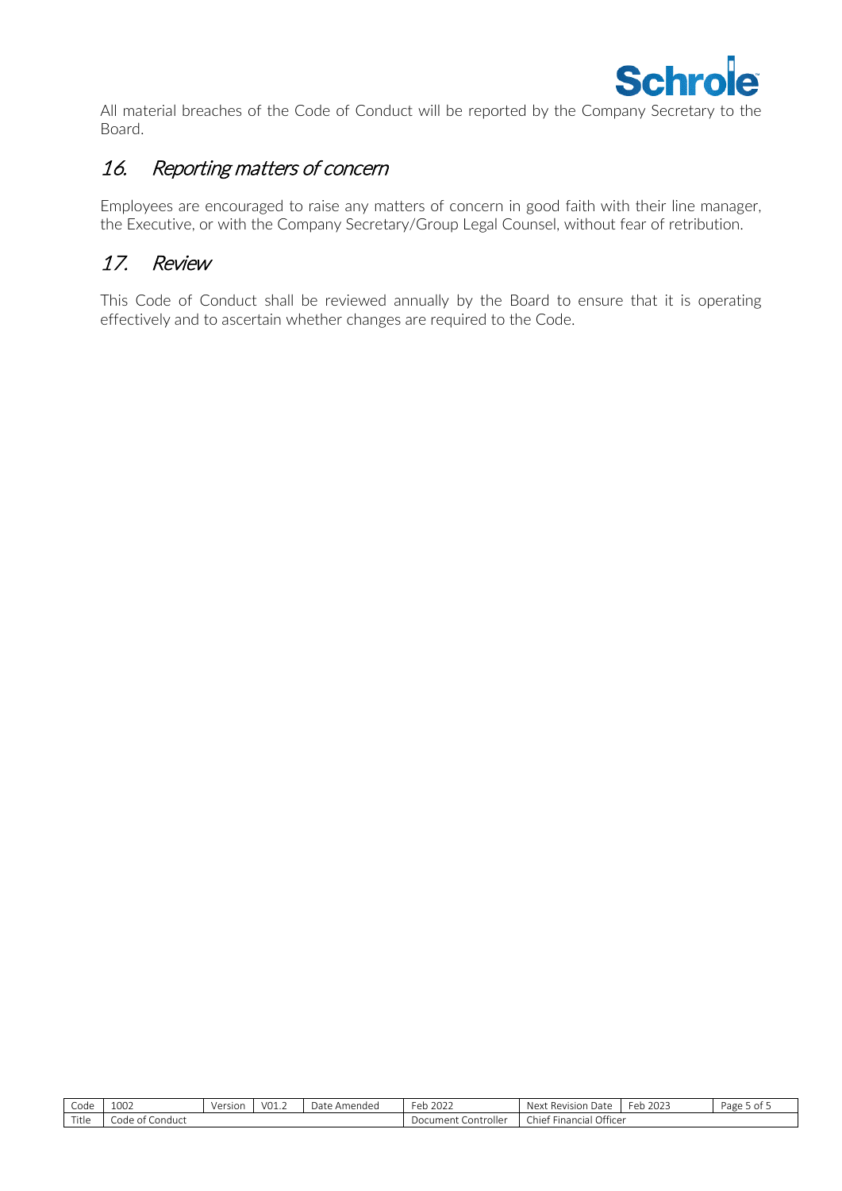All material breaches of the Code of Conduct will be reported by the Company Secretary to the Board.

## 16. Reporting matters of concern

Employees are encouraged to raise any matters of concern in good faith with their line manager, the Executive, or with the Company Secretary/Group Legal Counsel, without fear of retribution.

## 17. Review

This Code of Conduct shall be reviewed annually by the Board to ensure that it is operating effectively and to ascertain whether changes are required to the Code.